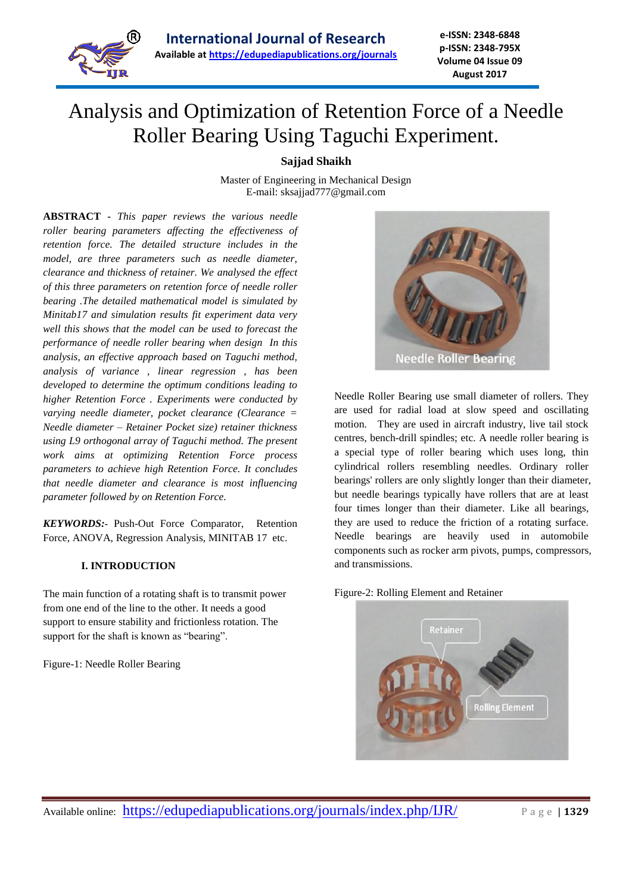# Analysis and Optimization of Retention Force of a Needle Roller Bearing Using Taguchi Experiment.

**Sajjad Shaikh**

Master of Engineering in Mechanical Design
E-mail: sksajjad777@gmail.com

**ABSTRACT** - *This paper reviews the various needle roller bearing parameters affecting the effectiveness of retention force. The detailed structure includes in the model, are three parameters such as needle diameter, clearance and thickness of retainer. We analysed the effect of this three parameters on retention force of needle roller bearing .The detailed mathematical model is simulated by Minitab17 and simulation results fit experiment data very well this shows that the model can be used to forecast the performance of needle roller bearing when design In this analysis, an effective approach based on Taguchi method, analysis of variance , linear regression , has been developed to determine the optimum conditions leading to higher Retention Force . Experiments were conducted by varying needle diameter, pocket clearance (Clearance = Needle diameter – Retainer Pocket size) retainer thickness using L9 orthogonal array of Taguchi method. The present work aims at optimizing Retention Force process parameters to achieve high Retention Force. It concludes that needle diameter and clearance is most influencing parameter followed by on Retention Force.*

***KEYWORDS:-*** Push-Out Force Comparator, Retention Force, ANOVA, Regression Analysis, MINITAB 17 etc.

## I. INTRODUCTION

The main function of a rotating shaft is to transmit power from one end of the line to the other. It needs a good support to ensure stability and frictionless rotation. The support for the shaft is known as "bearing".

Figure-1: Needle Roller Bearing

Needle Roller Bearing use small diameter of rollers. They are used for radial load at slow speed and oscillating motion. They are used in aircraft industry, live tail stock centres, bench-drill spindles; etc. A needle roller bearing is a special type of roller bearing which uses long, thin cylindrical rollers resembling needles. Ordinary roller bearings' rollers are only slightly longer than their diameter, but needle bearings typically have rollers that are at least four times longer than their diameter. Like all bearings, they are used to reduce the friction of a rotating surface. Needle bearings are heavily used in automobile components such as rocker arm pivots, pumps, compressors, and transmissions.

Figure-2: Rolling Element and Retainer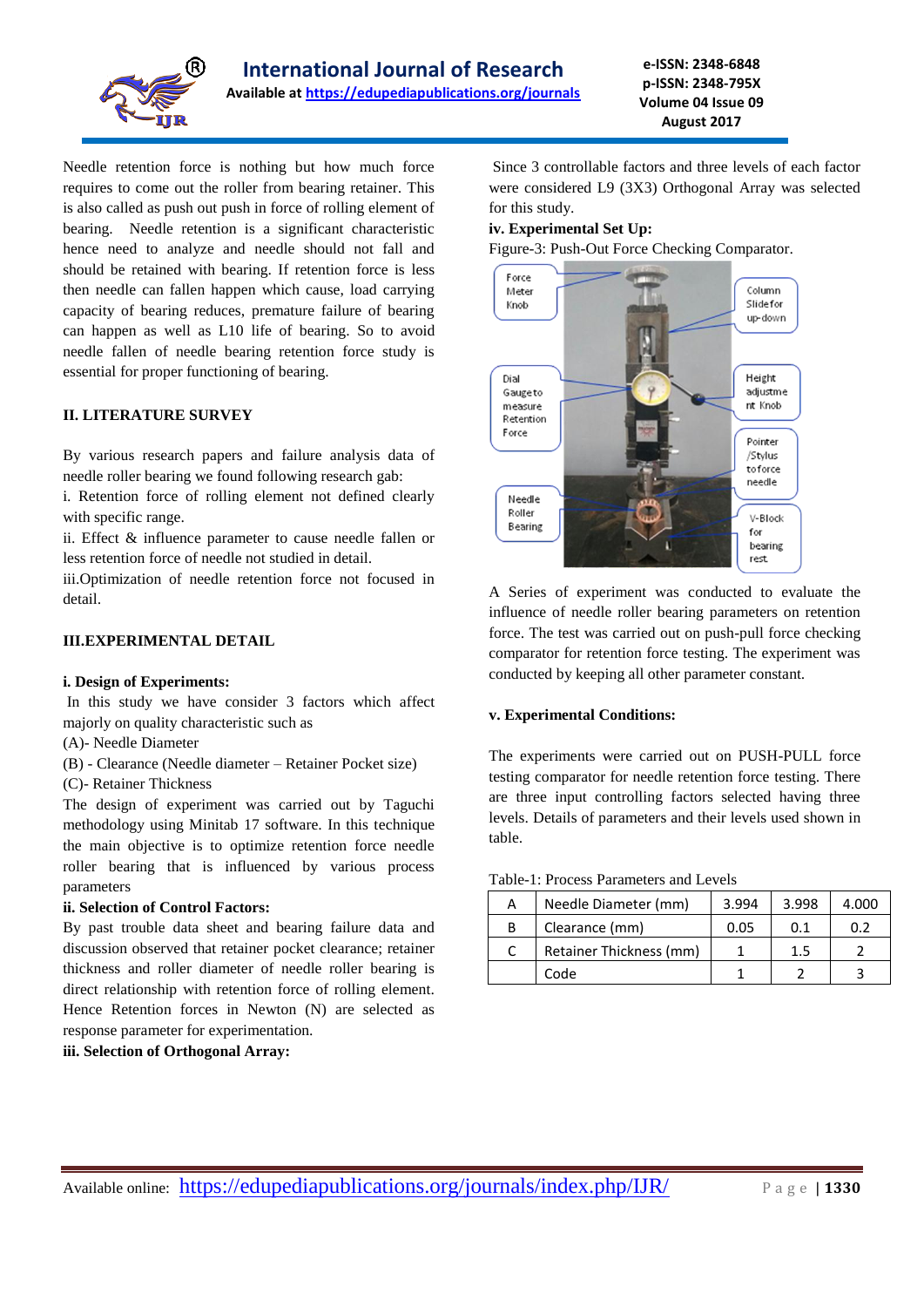Needle retention force is nothing but how much force requires to come out the roller from bearing retainer. This is also called as push out push in force of rolling element of bearing. Needle retention is a significant characteristic hence need to analyze and needle should not fall and should be retained with bearing. If retention force is less then needle can fallen happen which cause, load carrying capacity of bearing reduces, premature failure of bearing can happen as well as L10 life of bearing. So to avoid needle fallen of needle bearing retention force study is essential for proper functioning of bearing.

## II. LITERATURE SURVEY

By various research papers and failure analysis data of needle roller bearing we found following research gab:

i. Retention force of rolling element not defined clearly with specific range.

ii. Effect & influence parameter to cause needle fallen or less retention force of needle not studied in detail.

iii.Optimization of needle retention force not focused in detail.

## III.EXPERIMENTAL DETAIL

### i. Design of Experiments:

In this study we have consider 3 factors which affect majorly on quality characteristic such as

(A)- Needle Diameter

(B) - Clearance (Needle diameter – Retainer Pocket size)

(C)- Retainer Thickness

The design of experiment was carried out by Taguchi methodology using Minitab 17 software. In this technique the main objective is to optimize retention force needle roller bearing that is influenced by various process parameters

### ii. Selection of Control Factors:

By past trouble data sheet and bearing failure data and discussion observed that retainer pocket clearance; retainer thickness and roller diameter of needle roller bearing is direct relationship with retention force of rolling element. Hence Retention forces in Newton (N) are selected as response parameter for experimentation.

### iii. Selection of Orthogonal Array:

Since 3 controllable factors and three levels of each factor were considered L9 (3X3) Orthogonal Array was selected for this study.

### iv. Experimental Set Up:

Figure-3: Push-Out Force Checking Comparator.

A Series of experiment was conducted to evaluate the influence of needle roller bearing parameters on retention force. The test was carried out on push-pull force checking comparator for retention force testing. The experiment was conducted by keeping all other parameter constant.

### v. Experimental Conditions:

The experiments were carried out on PUSH-PULL force testing comparator for needle retention force testing. There are three input controlling factors selected having three levels. Details of parameters and their levels used shown in table.

Table-1: Process Parameters and Levels

| | | | | |
|---|---|---|---|---|
| A | Needle Diameter (mm) | 3.994 | 3.998 | 4.000 |
| B | Clearance (mm) | 0.05 | 0.1 | 0.2 |
| C | Retainer Thickness (mm) | 1 | 1.5 | 2 |
| | Code | 1 | 2 | 3 |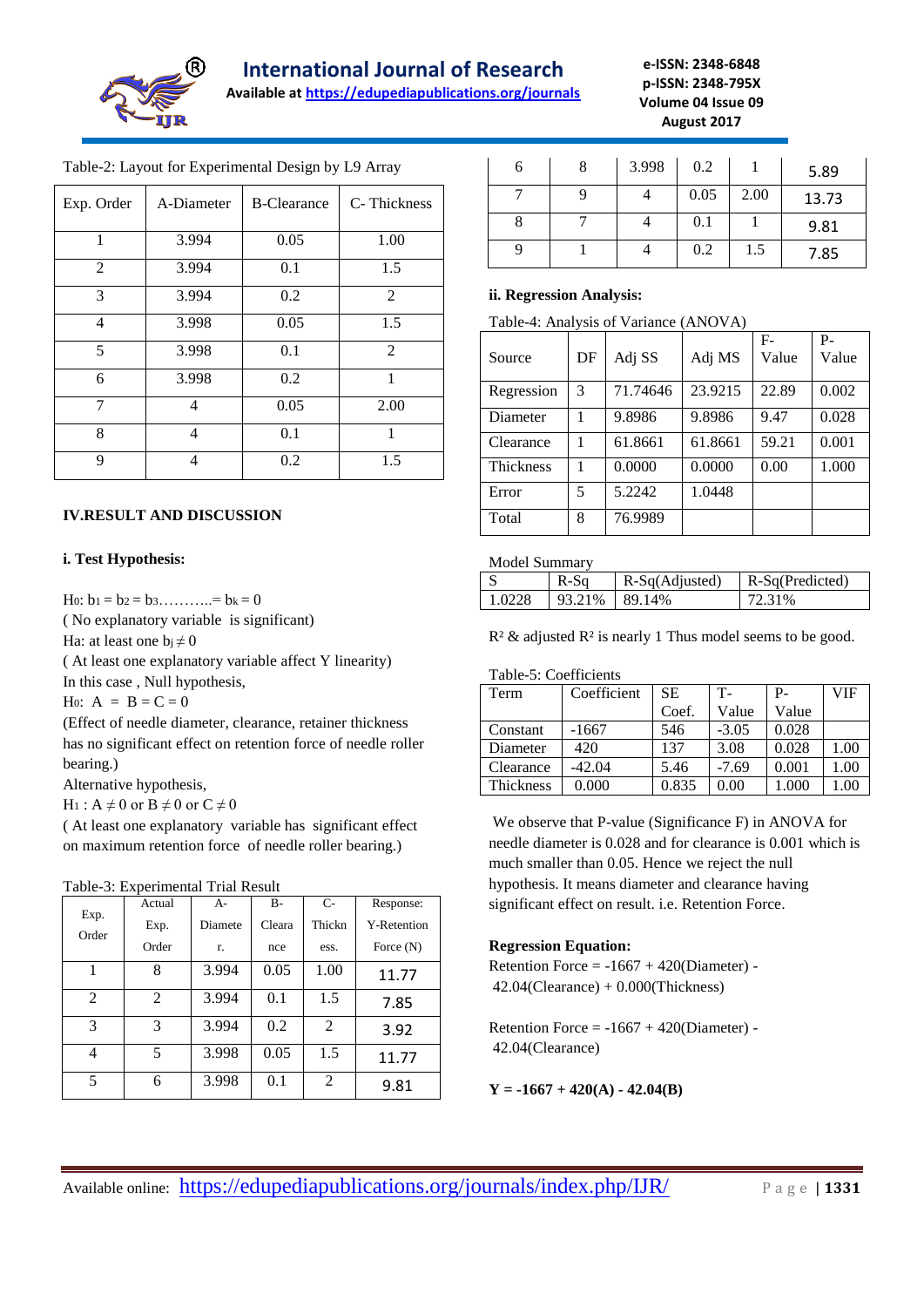Table-2: Layout for Experimental Design by L9 Array

| Exp. Order | A-Diameter | B-Clearance | C- Thickness |
|---|---|---|---|
| 1 | 3.994 | 0.05 | 1.00 |
| 2 | 3.994 | 0.1 | 1.5 |
| 3 | 3.994 | 0.2 | 2 |
| 4 | 3.998 | 0.05 | 1.5 |
| 5 | 3.998 | 0.1 | 2 |
| 6 | 3.998 | 0.2 | 1 |
| 7 | 4 | 0.05 | 2.00 |
| 8 | 4 | 0.1 | 1 |
| 9 | 4 | 0.2 | 1.5 |

## IV.RESULT AND DISCUSSION

### i. Test Hypothesis:

$H_0$: $b_1 = b_2 = b_3 .......... = b_k = 0$

( No explanatory variable is significant)

Ha: at least one $b_j \neq 0$

( At least one explanatory variable affect Y linearity)

In this case , Null hypothesis,

$H_0$: $A = B = C = 0$

(Effect of needle diameter, clearance, retainer thickness has no significant effect on retention force of needle roller bearing.)

Alternative hypothesis,

$H_1$ : $A \neq 0$ or $B \neq 0$ or $C \neq 0$

( At least one explanatory variable has significant effect on maximum retention force of needle roller bearing.)

Table-3: Experimental Trial Result

| Exp. Order | Actual Exp. Order | A- Diameter. | B- Clearance | C- Thickness. | Response: Y-Retention Force (N) |
|---|---|---|---|---|---|
| 1 | 8 | 3.994 | 0.05 | 1.00 | 11.77 |
| 2 | 2 | 3.994 | 0.1 | 1.5 | 7.85 |
| 3 | 3 | 3.994 | 0.2 | 2 | 3.92 |
| 4 | 5 | 3.998 | 0.05 | 1.5 | 11.77 |
| 5 | 6 | 3.998 | 0.1 | 2 | 9.81 |
| 6 | 8 | 3.998 | 0.2 | 1 | 5.89 |
| 7 | 9 | 4 | 0.05 | 2.00 | 13.73 |
| 8 | 7 | 4 | 0.1 | 1 | 9.81 |
| 9 | 1 | 4 | 0.2 | 1.5 | 7.85 |

### ii. Regression Analysis:

Table-4: Analysis of Variance (ANOVA)

| Source | DF | Adj SS | Adj MS | F-Value | P-Value |
|---|---|---|---|---|---|
| Regression | 3 | 71.74646 | 23.9215 | 22.89 | 0.002 |
| Diameter | 1 | 9.8986 | 9.8986 | 9.47 | 0.028 |
| Clearance | 1 | 61.8661 | 61.8661 | 59.21 | 0.001 |
| Thickness | 1 | 0.0000 | 0.0000 | 0.00 | 1.000 |
| Error | 5 | 5.2242 | 1.0448 | | |
| Total | 8 | 76.9989 | | | |

Model Summary

| S | R-Sq | R-Sq(Adjusted) | R-Sq(Predicted) |
|---|---|---|---|
| 1.0228 | 93.21% | 89.14% | 72.31% |

$R^2$ & adjusted $R^2$ is nearly 1 Thus model seems to be good.

Table-5: Coefficients

| Term | Coefficient | SE Coef. | T-Value | P-Value | VIF |
|---|---|---|---|---|---|
| Constant | -1667 | 546 | -3.05 | 0.028 | |
| Diameter | 420 | 137 | 3.08 | 0.028 | 1.00 |
| Clearance | -42.04 | 5.46 | -7.69 | 0.001 | 1.00 |
| Thickness | 0.000 | 0.835 | 0.00 | 1.000 | 1.00 |

We observe that P-value (Significance F) in ANOVA for needle diameter is 0.028 and for clearance is 0.001 which is much smaller than 0.05. Hence we reject the null hypothesis. It means diameter and clearance having significant effect on result. i.e. Retention Force.

**Regression Equation:**

Retention Force = -1667 + 420(Diameter) - 42.04(Clearance) + 0.000(Thickness)

Retention Force = -1667 + 420(Diameter) - 42.04(Clearance)

$$\mathbf{Y = -1667 + 420(A) - 42.04(B)}$$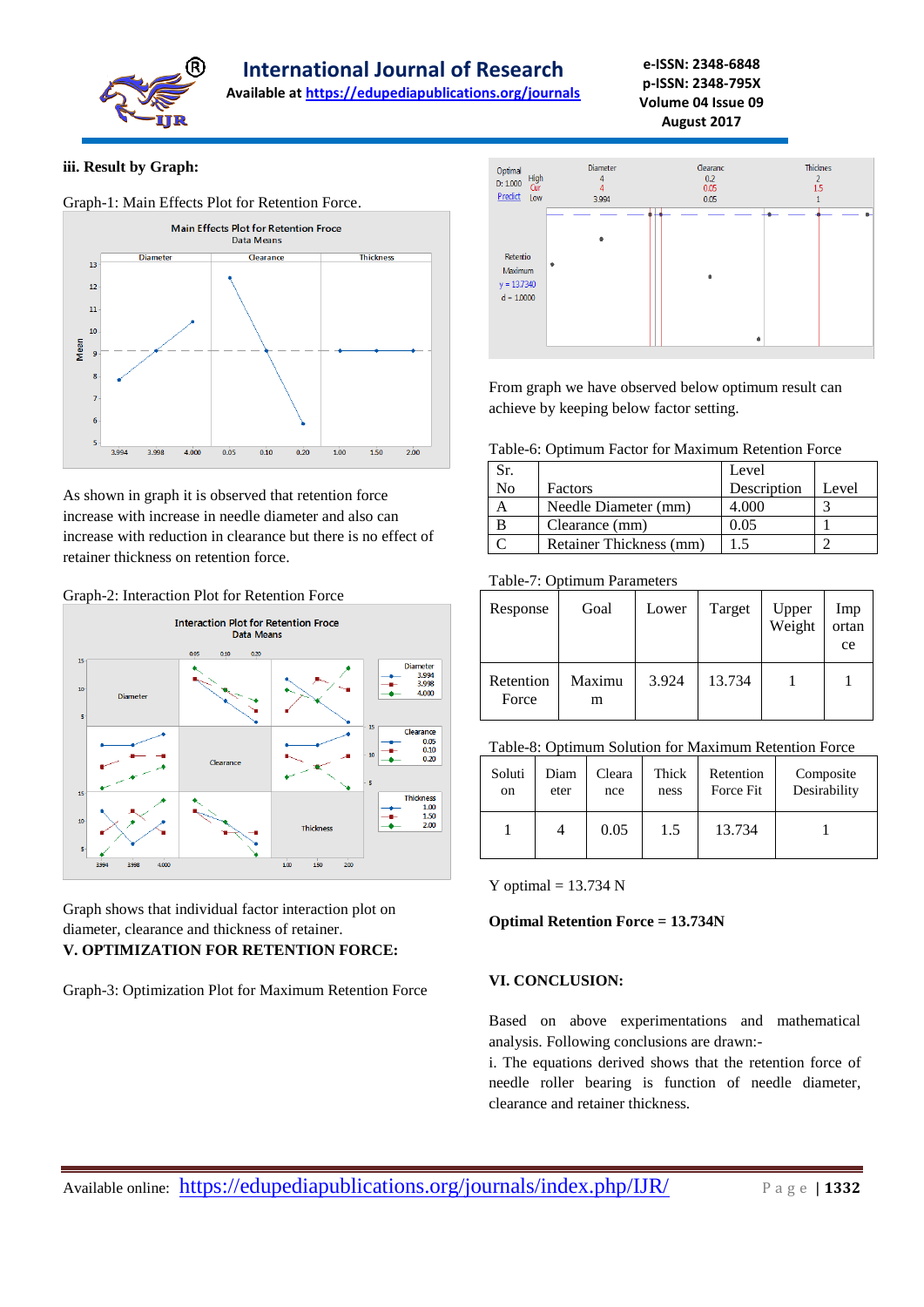### iii. Result by Graph:

Graph-1: Main Effects Plot for Retention Force.

As shown in graph it is observed that retention force increase with increase in needle diameter and also can increase with reduction in clearance but there is no effect of retainer thickness on retention force.

Graph-2: Interaction Plot for Retention Force

Graph shows that individual factor interaction plot on diameter, clearance and thickness of retainer.

### V. OPTIMIZATION FOR RETENTION FORCE:

Graph-3: Optimization Plot for Maximum Retention Force

From graph we have observed below optimum result can achieve by keeping below factor setting.

Table-6: Optimum Factor for Maximum Retention Force

| Sr. No | Factors | Level Description | Level |
|---|---|---|---|
| A | Needle Diameter (mm) | 4.000 | 3 |
| B | Clearance (mm) | 0.05 | 1 |
| C | Retainer Thickness (mm) | 1.5 | 2 |

Table-7: Optimum Parameters

| Response | Goal | Lower | Target | Upper Weight | Importance |
|---|---|---|---|---|---|
| Retention Force | Maximum | 3.924 | 13.734 | 1 | 1 |

Table-8: Optimum Solution for Maximum Retention Force

| Solution | Diameter | Clearance | Thickness | Retention Force Fit | Composite Desirability |
|---|---|---|---|---|---|
| 1 | 4 | 0.05 | 1.5 | 13.734 | 1 |

Y optimal = 13.734 N

**Optimal Retention Force = 13.734N**

### VI. CONCLUSION:

Based on above experimentations and mathematical analysis. Following conclusions are drawn:-

i. The equations derived shows that the retention force of needle roller bearing is function of needle diameter, clearance and retainer thickness.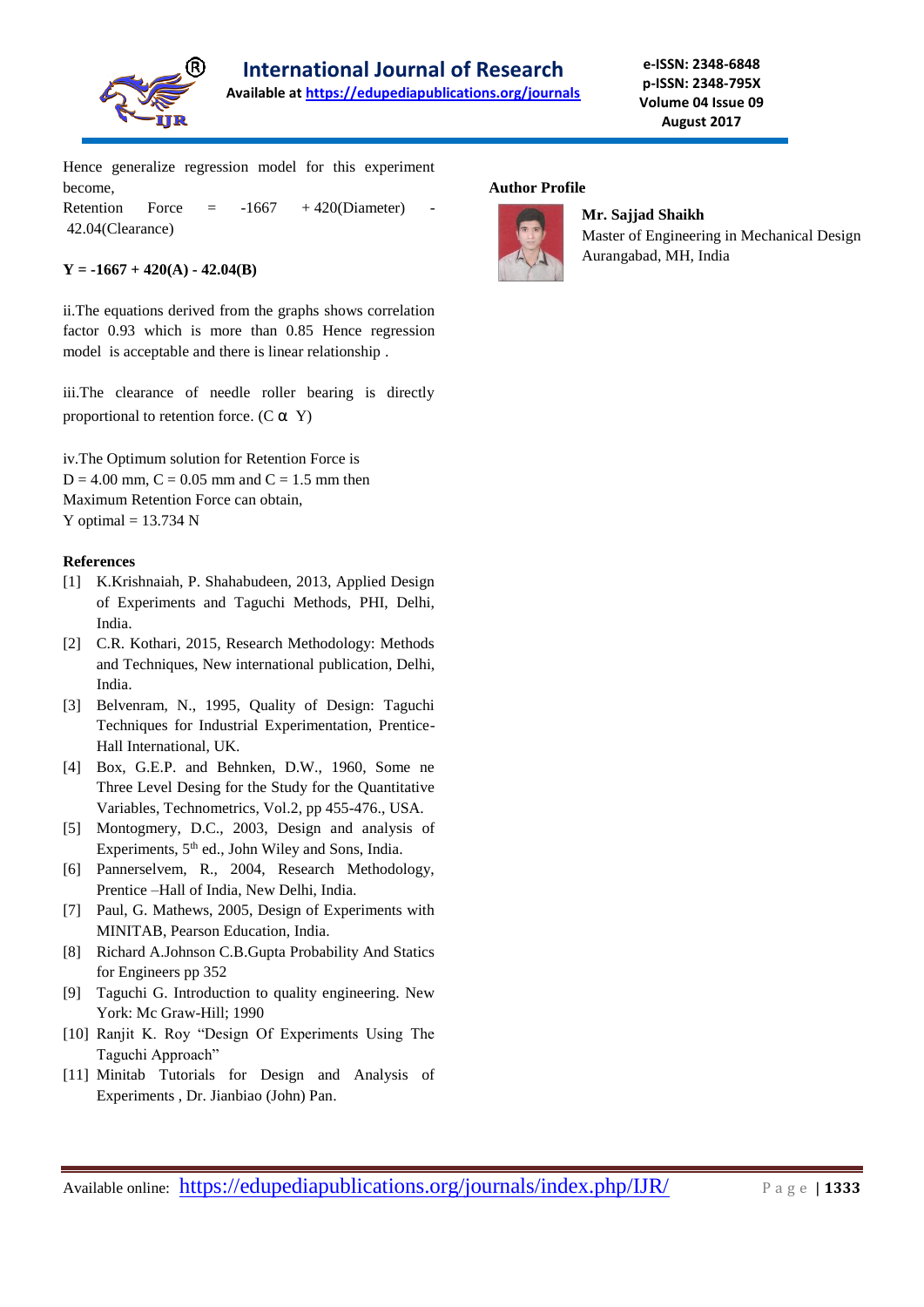Hence generalize regression model for this experiment become,

Retention Force = -1667 + 420(Diameter) - 42.04(Clearance)

**Y = -1667 + 420(A) - 42.04(B)**

ii.The equations derived from the graphs shows correlation factor 0.93 which is more than 0.85 Hence regression model is acceptable and there is linear relationship .

iii.The clearance of needle roller bearing is directly proportional to retention force. ($C \propto Y$)

iv.The Optimum solution for Retention Force is
D = 4.00 mm, C = 0.05 mm and C = 1.5 mm then
Maximum Retention Force can obtain,
Y optimal = 13.734 N

**References**

[1] K.Krishnaiah, P. Shahabudeen, 2013, Applied Design of Experiments and Taguchi Methods, PHI, Delhi, India.

[2] C.R. Kothari, 2015, Research Methodology: Methods and Techniques, New international publication, Delhi, India.

[3] Belvenram, N., 1995, Quality of Design: Taguchi Techniques for Industrial Experimentation, Prentice-Hall International, UK.

[4] Box, G.E.P. and Behnken, D.W., 1960, Some ne Three Level Desing for the Study for the Quantitative Variables, Technometrics, Vol.2, pp 455-476., USA.

[5] Montogmery, D.C., 2003, Design and analysis of Experiments, 5th ed., John Wiley and Sons, India.

[6] Pannerselvem, R., 2004, Research Methodology, Prentice –Hall of India, New Delhi, India.

[7] Paul, G. Mathews, 2005, Design of Experiments with MINITAB, Pearson Education, India.

[8] Richard A.Johnson C.B.Gupta Probability And Statics for Engineers pp 352

[9] Taguchi G. Introduction to quality engineering. New York: Mc Graw-Hill; 1990

[10] Ranjit K. Roy "Design Of Experiments Using The Taguchi Approach"

[11] Minitab Tutorials for Design and Analysis of Experiments , Dr. Jianbiao (John) Pan.

**Author Profile**

**Mr. Sajjad Shaikh**
Master of Engineering in Mechanical Design
Aurangabad, MH, India